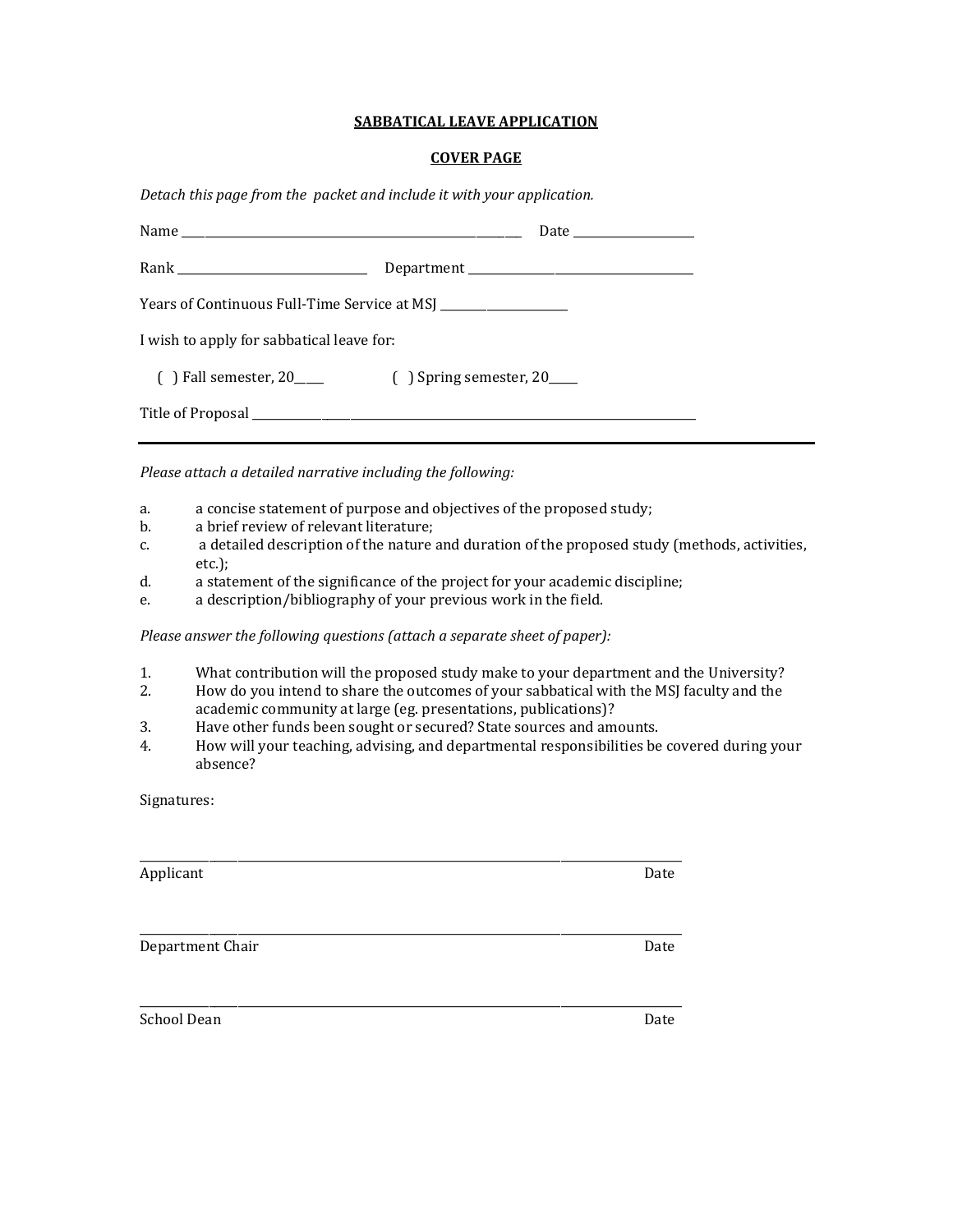# SABBATICAL LEAVE APPLICATION

## COVER PAGE

*Detach this page from the packet and include it with your application.*

Name ________________________________________________ Date ________________

Rank ___________________________ Department ________________________________

Years of Continuous Full-Time Service at MSJ __________________

I wish to apply for sabbatical leave for:

( ) Fall semester, 20____ ( ) Spring semester, 20____

Title of Proposal ____________________________________________________________

---

*Please attach a detailed narrative including the following:*

a. a concise statement of purpose and objectives of the proposed study;
b. a brief review of relevant literature;
c. a detailed description of the nature and duration of the proposed study (methods, activities, etc.);
d. a statement of the significance of the project for your academic discipline;
e. a description/bibliography of your previous work in the field.

*Please answer the following questions (attach a separate sheet of paper):*

1. What contribution will the proposed study make to your department and the University?
2. How do you intend to share the outcomes of your sabbatical with the MSJ faculty and the academic community at large (eg. presentations, publications)?
3. Have other funds been sought or secured? State sources and amounts.
4. How will your teaching, advising, and departmental responsibilities be covered during your absence?

Signatures:

______________________________________________________________________

Applicant Date

______________________________________________________________________

Department Chair Date

______________________________________________________________________

School Dean Date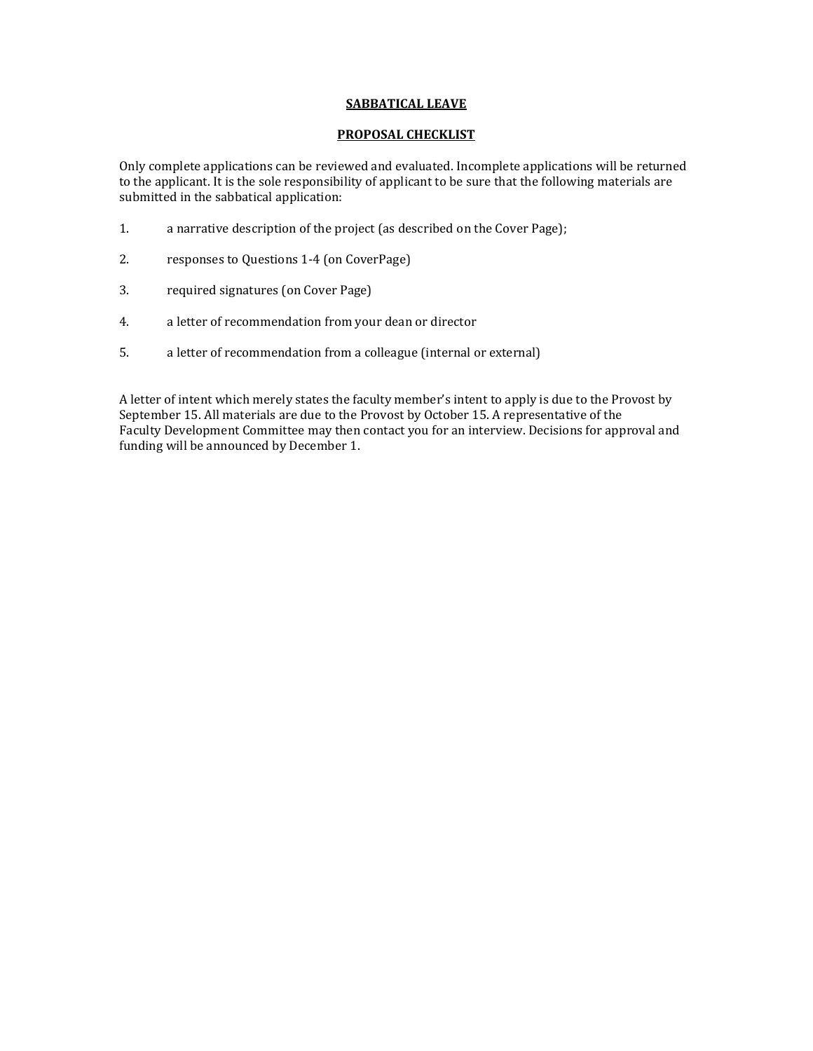## SABBATICAL LEAVE

## PROPOSAL CHECKLIST

Only complete applications can be reviewed and evaluated. Incomplete applications will be returned to the applicant. It is the sole responsibility of applicant to be sure that the following materials are submitted in the sabbatical application:

1. a narrative description of the project (as described on the Cover Page);
2. responses to Questions 1-4 (on CoverPage)
3. required signatures (on Cover Page)
4. a letter of recommendation from your dean or director
5. a letter of recommendation from a colleague (internal or external)

A letter of intent which merely states the faculty member's intent to apply is due to the Provost by September 15. All materials are due to the Provost by October 15. A representative of the Faculty Development Committee may then contact you for an interview. Decisions for approval and funding will be announced by December 1.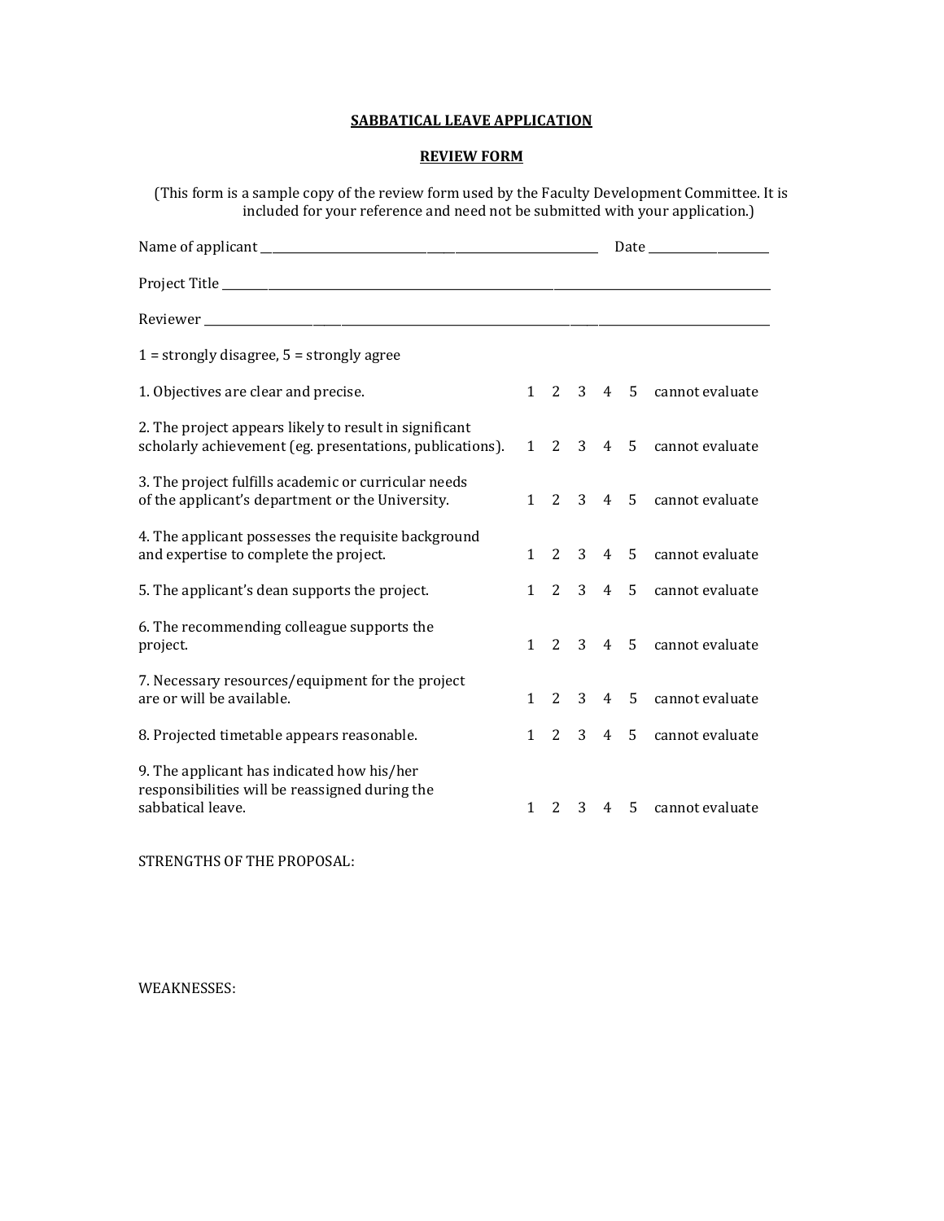# SABBATICAL LEAVE APPLICATION

## REVIEW FORM

(This form is a sample copy of the review form used by the Faculty Development Committee. It is included for your reference and need not be submitted with your application.)

Name of applicant ______________________________________________ Date ______________

Project Title ____________________________________________________________________

Reviewer _______________________________________________________________________

1 = strongly disagree, 5 = strongly agree

| | | | | | | |
|---|---|---|---|---|---|---|
| 1. Objectives are clear and precise. | 1 | 2 | 3 | 4 | 5 | cannot evaluate |
| 2. The project appears likely to result in significant scholarly achievement (eg. presentations, publications). | 1 | 2 | 3 | 4 | 5 | cannot evaluate |
| 3. The project fulfills academic or curricular needs of the applicant's department or the University. | 1 | 2 | 3 | 4 | 5 | cannot evaluate |
| 4. The applicant possesses the requisite background and expertise to complete the project. | 1 | 2 | 3 | 4 | 5 | cannot evaluate |
| 5. The applicant's dean supports the project. | 1 | 2 | 3 | 4 | 5 | cannot evaluate |
| 6. The recommending colleague supports the project. | 1 | 2 | 3 | 4 | 5 | cannot evaluate |
| 7. Necessary resources/equipment for the project are or will be available. | 1 | 2 | 3 | 4 | 5 | cannot evaluate |
| 8. Projected timetable appears reasonable. | 1 | 2 | 3 | 4 | 5 | cannot evaluate |
| 9. The applicant has indicated how his/her responsibilities will be reassigned during the sabbatical leave. | 1 | 2 | 3 | 4 | 5 | cannot evaluate |

STRENGTHS OF THE PROPOSAL:

WEAKNESSES: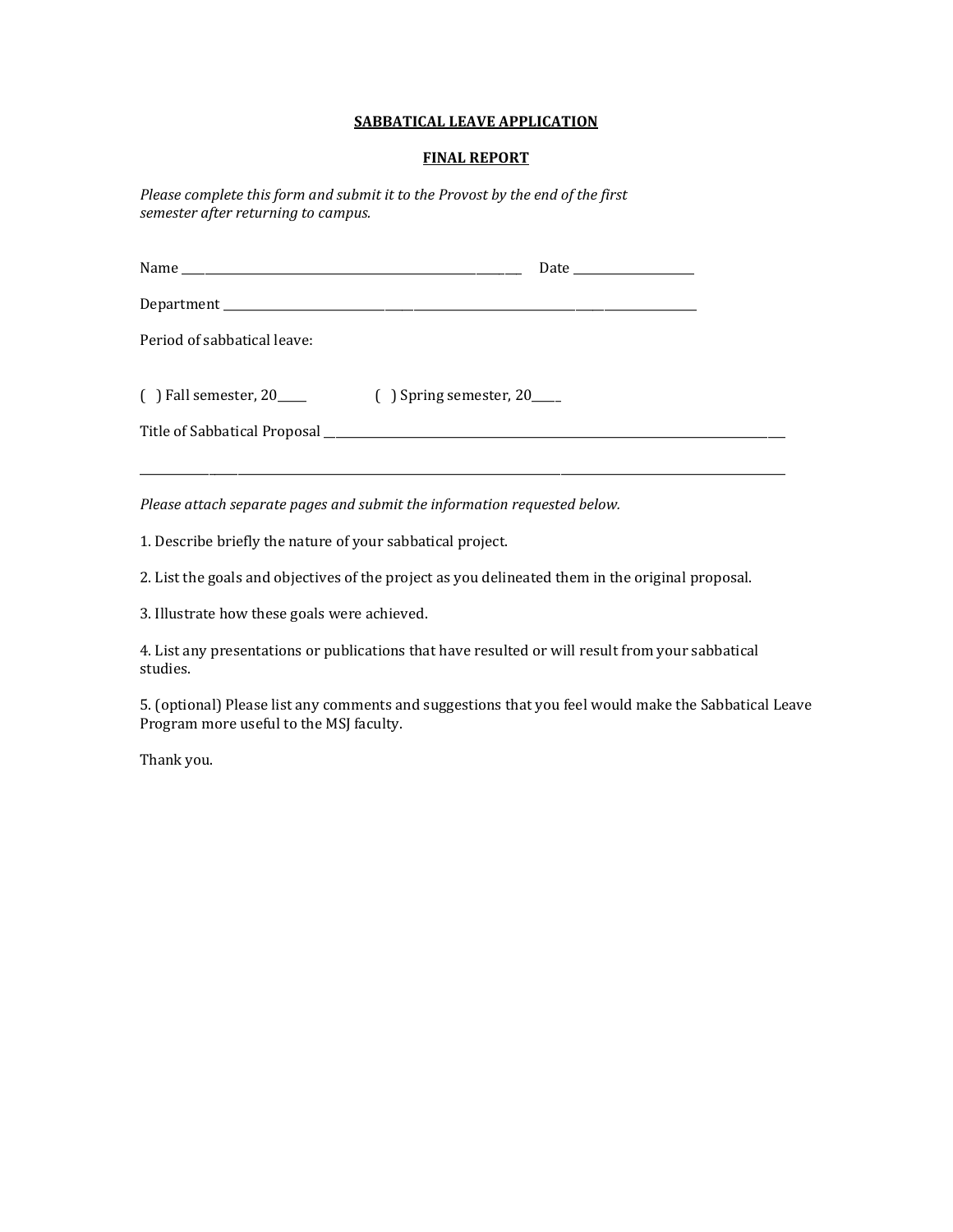**SABBATICAL LEAVE APPLICATION**

**FINAL REPORT**

*Please complete this form and submit it to the Provost by the end of the first semester after returning to campus.*

Name ______________________________________________ Date __________________

Department ________________________________________________________________

Period of sabbatical leave:

( ) Fall semester, 20____ ( ) Spring semester, 20____

Title of Sabbatical Proposal ____________________________________________________________

______________________________________________________________________________________

*Please attach separate pages and submit the information requested below.*

1. Describe briefly the nature of your sabbatical project.

2. List the goals and objectives of the project as you delineated them in the original proposal.

3. Illustrate how these goals were achieved.

4. List any presentations or publications that have resulted or will result from your sabbatical studies.

5. (optional) Please list any comments and suggestions that you feel would make the Sabbatical Leave Program more useful to the MSJ faculty.

Thank you.